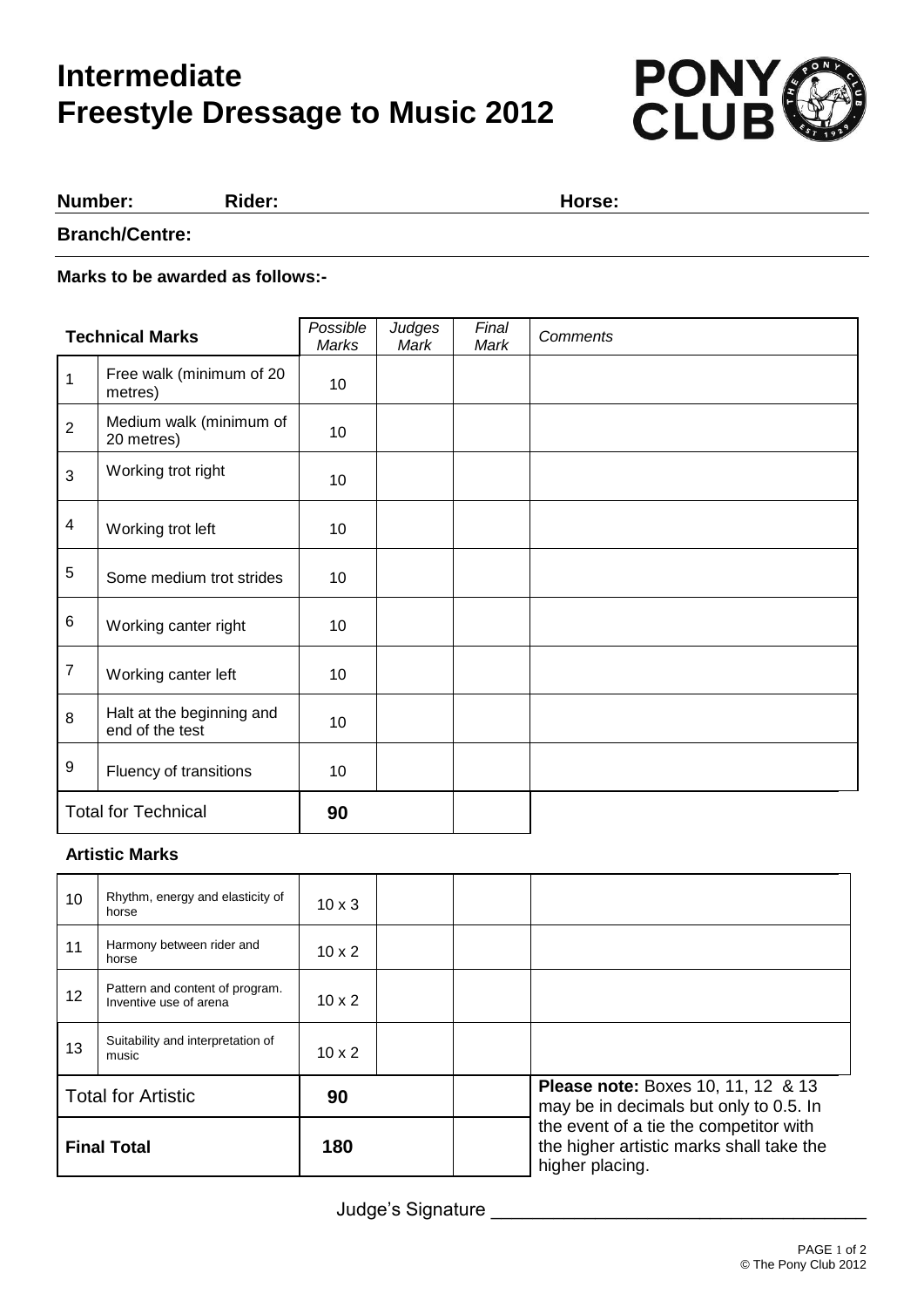# Intermediate Freestyle Dressage to Music 2012

**Number:** **Rider:** **Horse:**

**Branch/Centre:**

**Marks to be awarded as follows:-**

| Technical Marks | | *Possible Marks* | *Judges Mark* | *Final Mark* | *Comments* |
|---|---|---|---|---|---|
| 1 | Free walk (minimum of 20 metres) | 10 | | | |
| 2 | Medium walk (minimum of 20 metres) | 10 | | | |
| 3 | Working trot right | 10 | | | |
| 4 | Working trot left | 10 | | | |
| 5 | Some medium trot strides | 10 | | | |
| 6 | Working canter right | 10 | | | |
| 7 | Working canter left | 10 | | | |
| 8 | Halt at the beginning and end of the test | 10 | | | |
| 9 | Fluency of transitions | 10 | | | |
| Total for Technical | | **90** | | | |

**Artistic Marks**

| | | | | | |
|---|---|---|---|---|---|
| 10 | Rhythm, energy and elasticity of horse | 10 x 3 | | | |
| 11 | Harmony between rider and horse | 10 x 2 | | | |
| 12 | Pattern and content of program. Inventive use of arena | 10 x 2 | | | |
| 13 | Suitability and interpretation of music | 10 x 2 | | | |
| Total for Artistic | | **90** | | | **Please note:** Boxes 10, 11, 12 & 13 may be in decimals but only to 0.5. In the event of a tie the competitor with the higher artistic marks shall take the higher placing. |
| **Final Total** | | **180** | | | |

Judge's Signature \_\_\_\_\_\_\_\_\_\_\_\_\_\_\_\_\_\_\_\_\_\_\_\_\_\_\_\_\_\_\_\_\_\_\_

© The Pony Club 2012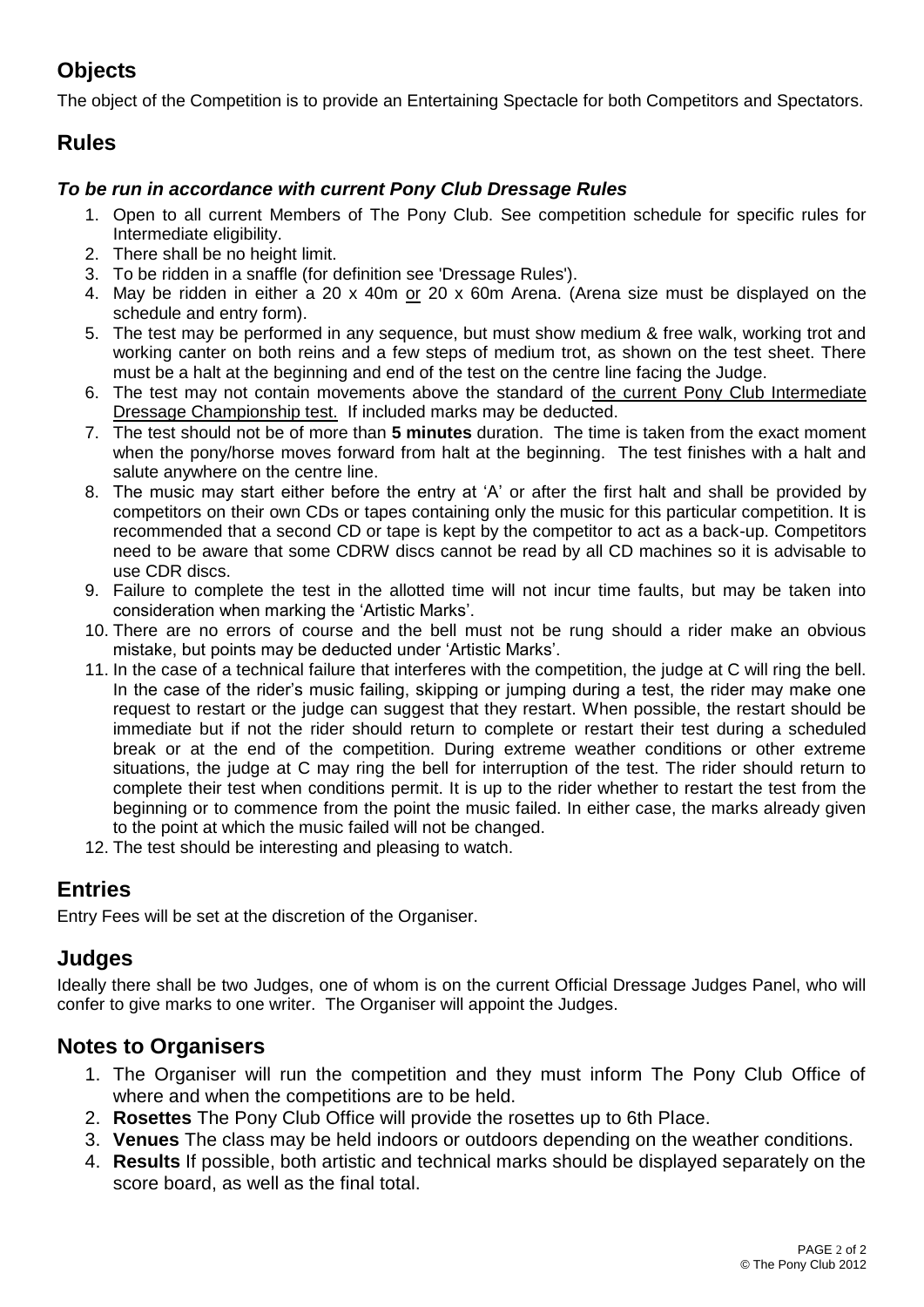## Objects

The object of the Competition is to provide an Entertaining Spectacle for both Competitors and Spectators.

## Rules

### *To be run in accordance with current Pony Club Dressage Rules*

1. Open to all current Members of The Pony Club. See competition schedule for specific rules for Intermediate eligibility.
2. There shall be no height limit.
3. To be ridden in a snaffle (for definition see 'Dressage Rules').
4. May be ridden in either a 20 x 40m or 20 x 60m Arena. (Arena size must be displayed on the schedule and entry form).
5. The test may be performed in any sequence, but must show medium & free walk, working trot and working canter on both reins and a few steps of medium trot, as shown on the test sheet. There must be a halt at the beginning and end of the test on the centre line facing the Judge.
6. The test may not contain movements above the standard of the current Pony Club Intermediate Dressage Championship test. If included marks may be deducted.
7. The test should not be of more than **5 minutes** duration. The time is taken from the exact moment when the pony/horse moves forward from halt at the beginning. The test finishes with a halt and salute anywhere on the centre line.
8. The music may start either before the entry at 'A' or after the first halt and shall be provided by competitors on their own CDs or tapes containing only the music for this particular competition. It is recommended that a second CD or tape is kept by the competitor to act as a back-up. Competitors need to be aware that some CDRW discs cannot be read by all CD machines so it is advisable to use CDR discs.
9. Failure to complete the test in the allotted time will not incur time faults, but may be taken into consideration when marking the 'Artistic Marks'.
10. There are no errors of course and the bell must not be rung should a rider make an obvious mistake, but points may be deducted under 'Artistic Marks'.
11. In the case of a technical failure that interferes with the competition, the judge at C will ring the bell. In the case of the rider's music failing, skipping or jumping during a test, the rider may make one request to restart or the judge can suggest that they restart. When possible, the restart should be immediate but if not the rider should return to complete or restart their test during a scheduled break or at the end of the competition. During extreme weather conditions or other extreme situations, the judge at C may ring the bell for interruption of the test. The rider should return to complete their test when conditions permit. It is up to the rider whether to restart the test from the beginning or to commence from the point the music failed. In either case, the marks already given to the point at which the music failed will not be changed.
12. The test should be interesting and pleasing to watch.

## Entries

Entry Fees will be set at the discretion of the Organiser.

## Judges

Ideally there shall be two Judges, one of whom is on the current Official Dressage Judges Panel, who will confer to give marks to one writer. The Organiser will appoint the Judges.

## Notes to Organisers

1. The Organiser will run the competition and they must inform The Pony Club Office of where and when the competitions are to be held.
2. **Rosettes** The Pony Club Office will provide the rosettes up to 6th Place.
3. **Venues** The class may be held indoors or outdoors depending on the weather conditions.
4. **Results** If possible, both artistic and technical marks should be displayed separately on the score board, as well as the final total.

© The Pony Club 2012